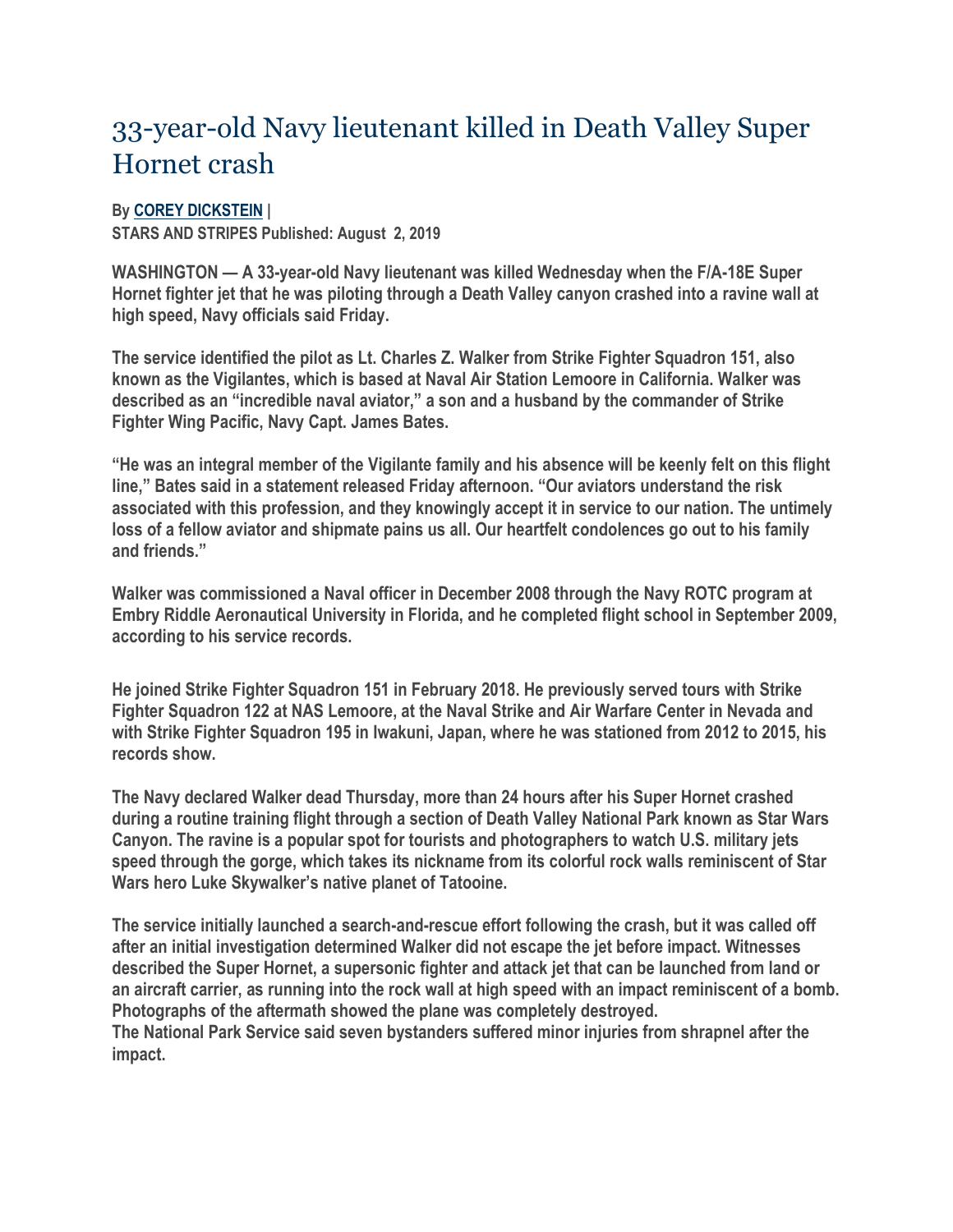# 33-year-old Navy lieutenant killed in Death Valley Super Hornet crash

**By COREY DICKSTEIN |**
**STARS AND STRIPES Published: August 2, 2019**

**WASHINGTON — A 33-year-old Navy lieutenant was killed Wednesday when the F/A-18E Super Hornet fighter jet that he was piloting through a Death Valley canyon crashed into a ravine wall at high speed, Navy officials said Friday.**

**The service identified the pilot as Lt. Charles Z. Walker from Strike Fighter Squadron 151, also known as the Vigilantes, which is based at Naval Air Station Lemoore in California. Walker was described as an "incredible naval aviator," a son and a husband by the commander of Strike Fighter Wing Pacific, Navy Capt. James Bates.**

**"He was an integral member of the Vigilante family and his absence will be keenly felt on this flight line," Bates said in a statement released Friday afternoon. "Our aviators understand the risk associated with this profession, and they knowingly accept it in service to our nation. The untimely loss of a fellow aviator and shipmate pains us all. Our heartfelt condolences go out to his family and friends."**

**Walker was commissioned a Naval officer in December 2008 through the Navy ROTC program at Embry Riddle Aeronautical University in Florida, and he completed flight school in September 2009, according to his service records.**

**He joined Strike Fighter Squadron 151 in February 2018. He previously served tours with Strike Fighter Squadron 122 at NAS Lemoore, at the Naval Strike and Air Warfare Center in Nevada and with Strike Fighter Squadron 195 in Iwakuni, Japan, where he was stationed from 2012 to 2015, his records show.**

**The Navy declared Walker dead Thursday, more than 24 hours after his Super Hornet crashed during a routine training flight through a section of Death Valley National Park known as Star Wars Canyon. The ravine is a popular spot for tourists and photographers to watch U.S. military jets speed through the gorge, which takes its nickname from its colorful rock walls reminiscent of Star Wars hero Luke Skywalker's native planet of Tatooine.**

**The service initially launched a search-and-rescue effort following the crash, but it was called off after an initial investigation determined Walker did not escape the jet before impact. Witnesses described the Super Hornet, a supersonic fighter and attack jet that can be launched from land or an aircraft carrier, as running into the rock wall at high speed with an impact reminiscent of a bomb. Photographs of the aftermath showed the plane was completely destroyed.**
**The National Park Service said seven bystanders suffered minor injuries from shrapnel after the impact.**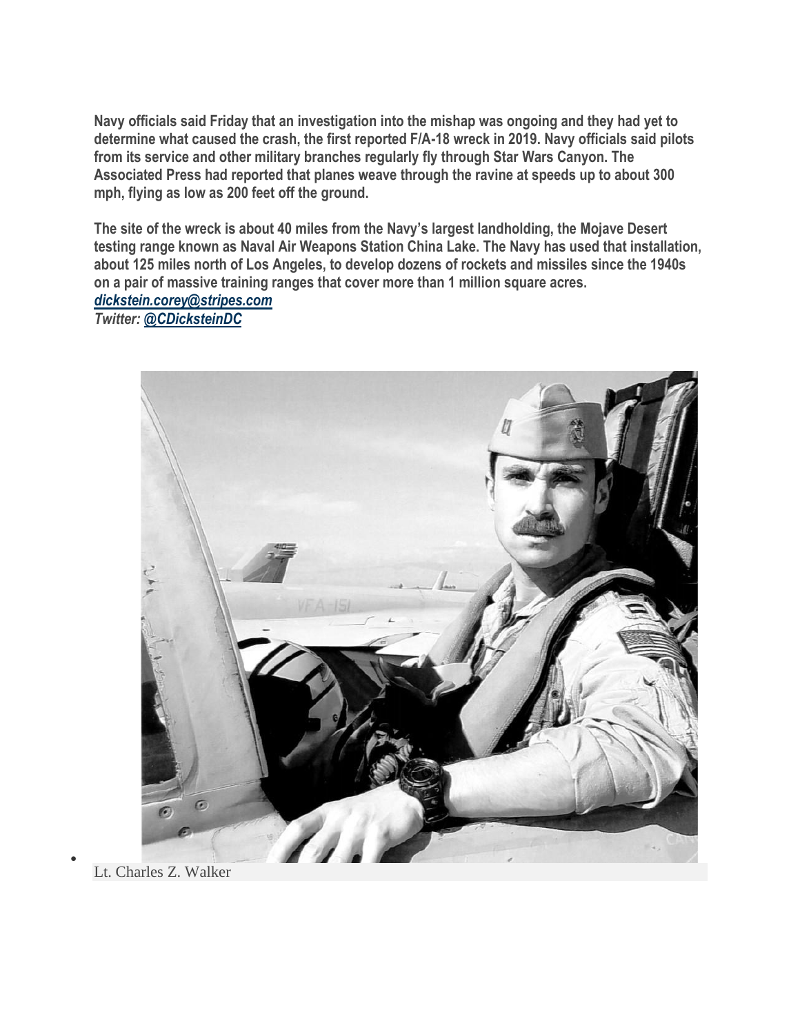**Navy officials said Friday that an investigation into the mishap was ongoing and they had yet to determine what caused the crash, the first reported F/A-18 wreck in 2019. Navy officials said pilots from its service and other military branches regularly fly through Star Wars Canyon. The Associated Press had reported that planes weave through the ravine at speeds up to about 300 mph, flying as low as 200 feet off the ground.**

**The site of the wreck is about 40 miles from the Navy's largest landholding, the Mojave Desert testing range known as Naval Air Weapons Station China Lake. The Navy has used that installation, about 125 miles north of Los Angeles, to develop dozens of rockets and missiles since the 1940s on a pair of massive training ranges that cover more than 1 million square acres.**

***dickstein.corey@stripes.com***

***Twitter: @CDicksteinDC***

- Lt. Charles Z. Walker